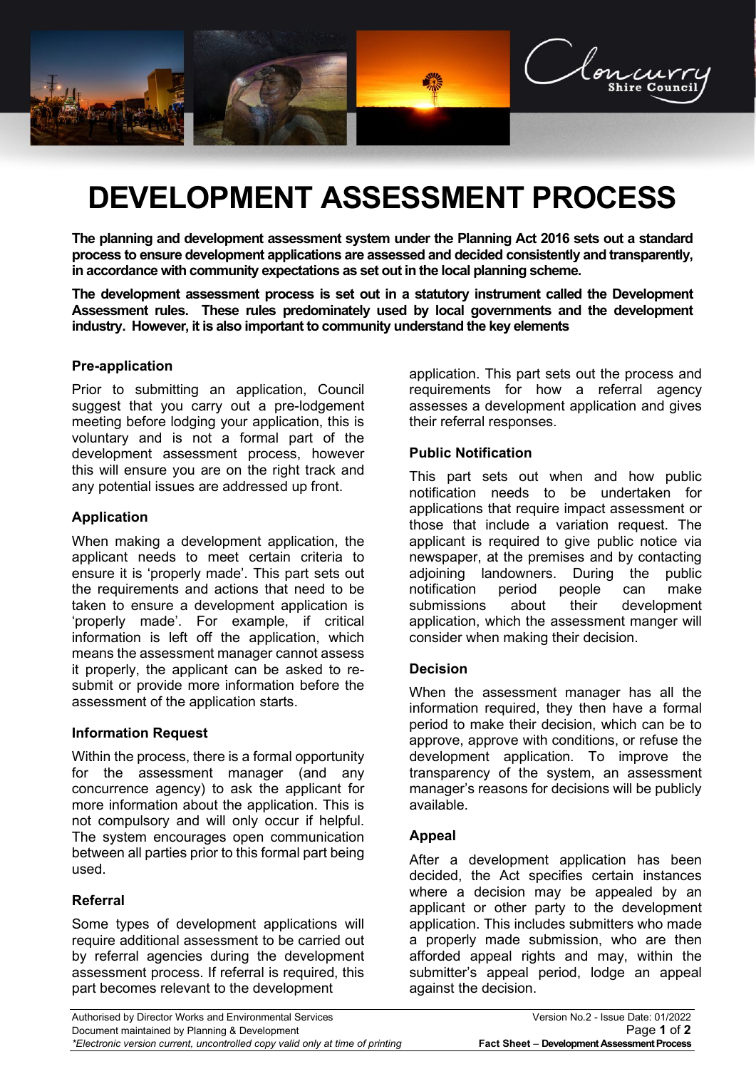# DEVELOPMENT ASSESSMENT PROCESS

**The planning and development assessment system under the Planning Act 2016 sets out a standard process to ensure development applications are assessed and decided consistently and transparently, in accordance with community expectations as set out in the local planning scheme.**

**The development assessment process is set out in a statutory instrument called the Development Assessment rules. These rules predominately used by local governments and the development industry. However, it is also important to community understand the key elements**

### Pre-application

Prior to submitting an application, Council suggest that you carry out a pre-lodgement meeting before lodging your application, this is voluntary and is not a formal part of the development assessment process, however this will ensure you are on the right track and any potential issues are addressed up front.

### Application

When making a development application, the applicant needs to meet certain criteria to ensure it is 'properly made'. This part sets out the requirements and actions that need to be taken to ensure a development application is 'properly made'. For example, if critical information is left off the application, which means the assessment manager cannot assess it properly, the applicant can be asked to re-submit or provide more information before the assessment of the application starts.

### Information Request

Within the process, there is a formal opportunity for the assessment manager (and any concurrence agency) to ask the applicant for more information about the application. This is not compulsory and will only occur if helpful. The system encourages open communication between all parties prior to this formal part being used.

### Referral

Some types of development applications will require additional assessment to be carried out by referral agencies during the development assessment process. If referral is required, this part becomes relevant to the development application. This part sets out the process and requirements for how a referral agency assesses a development application and gives their referral responses.

### Public Notification

This part sets out when and how public notification needs to be undertaken for applications that require impact assessment or those that include a variation request. The applicant is required to give public notice via newspaper, at the premises and by contacting adjoining landowners. During the public notification period people can make submissions about their development application, which the assessment manger will consider when making their decision.

### Decision

When the assessment manager has all the information required, they then have a formal period to make their decision, which can be to approve, approve with conditions, or refuse the development application. To improve the transparency of the system, an assessment manager's reasons for decisions will be publicly available.

### Appeal

After a development application has been decided, the Act specifies certain instances where a decision may be appealed by an applicant or other party to the development application. This includes submitters who made a properly made submission, who are then afforded appeal rights and may, within the submitter's appeal period, lodge an appeal against the decision.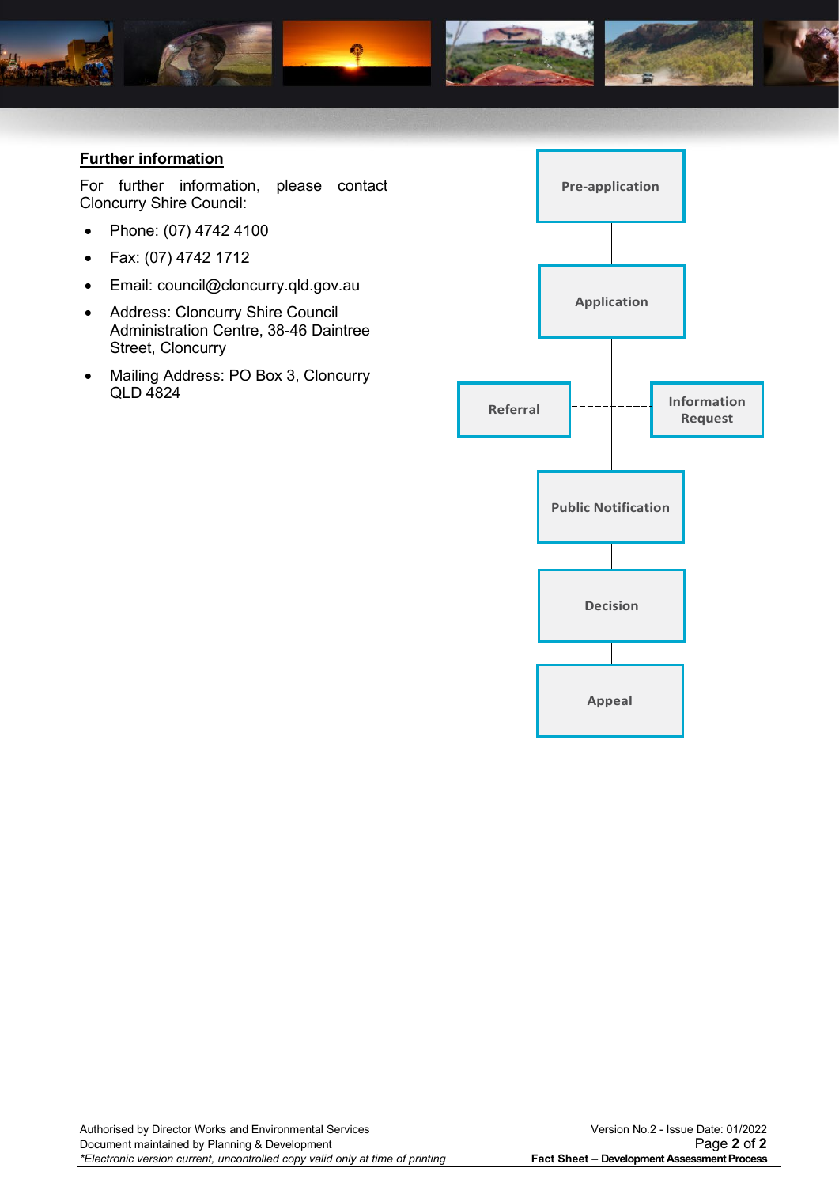## Further information

For further information, please contact Cloncurry Shire Council:

- Phone: (07) 4742 4100
- Fax: (07) 4742 1712
- Email: council@cloncurry.qld.gov.au
- Address: Cloncurry Shire Council Administration Centre, 38-46 Daintree Street, Cloncurry
- Mailing Address: PO Box 3, Cloncurry QLD 4824

Pre-application

Application

Referral

Information Request

Public Notification

Decision

Appeal

Authorised by Director Works and Environmental Services
Document maintained by Planning & Development
*Electronic version current, uncontrolled copy valid only at time of printing

Version No.2 - Issue Date: 01/2022